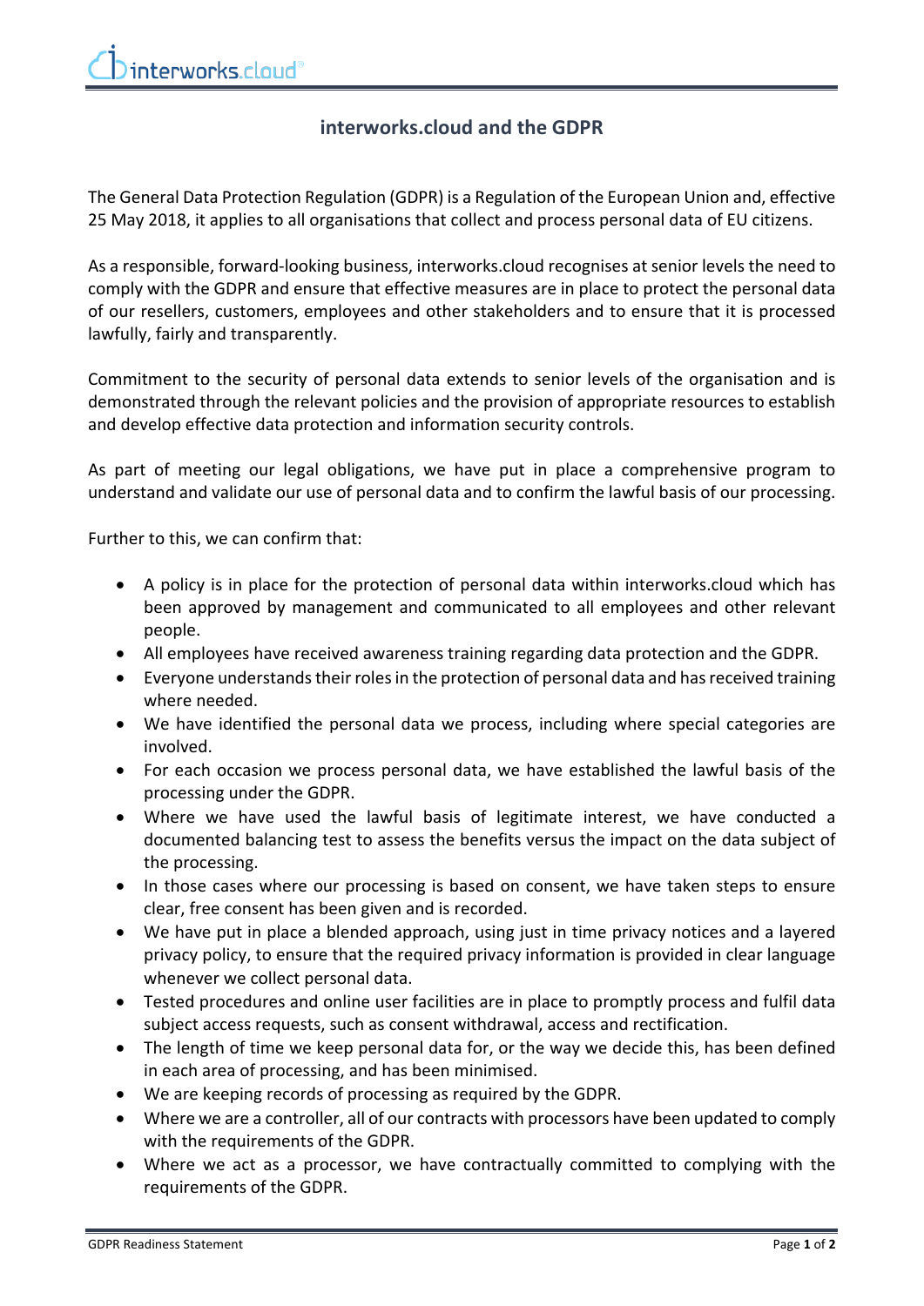# interworks.cloud and the GDPR

The General Data Protection Regulation (GDPR) is a Regulation of the European Union and, effective 25 May 2018, it applies to all organisations that collect and process personal data of EU citizens.

As a responsible, forward-looking business, interworks.cloud recognises at senior levels the need to comply with the GDPR and ensure that effective measures are in place to protect the personal data of our resellers, customers, employees and other stakeholders and to ensure that it is processed lawfully, fairly and transparently.

Commitment to the security of personal data extends to senior levels of the organisation and is demonstrated through the relevant policies and the provision of appropriate resources to establish and develop effective data protection and information security controls.

As part of meeting our legal obligations, we have put in place a comprehensive program to understand and validate our use of personal data and to confirm the lawful basis of our processing.

Further to this, we can confirm that:

- A policy is in place for the protection of personal data within interworks.cloud which has been approved by management and communicated to all employees and other relevant people.
- All employees have received awareness training regarding data protection and the GDPR.
- Everyone understands their roles in the protection of personal data and has received training where needed.
- We have identified the personal data we process, including where special categories are involved.
- For each occasion we process personal data, we have established the lawful basis of the processing under the GDPR.
- Where we have used the lawful basis of legitimate interest, we have conducted a documented balancing test to assess the benefits versus the impact on the data subject of the processing.
- In those cases where our processing is based on consent, we have taken steps to ensure clear, free consent has been given and is recorded.
- We have put in place a blended approach, using just in time privacy notices and a layered privacy policy, to ensure that the required privacy information is provided in clear language whenever we collect personal data.
- Tested procedures and online user facilities are in place to promptly process and fulfil data subject access requests, such as consent withdrawal, access and rectification.
- The length of time we keep personal data for, or the way we decide this, has been defined in each area of processing, and has been minimised.
- We are keeping records of processing as required by the GDPR.
- Where we are a controller, all of our contracts with processors have been updated to comply with the requirements of the GDPR.
- Where we act as a processor, we have contractually committed to complying with the requirements of the GDPR.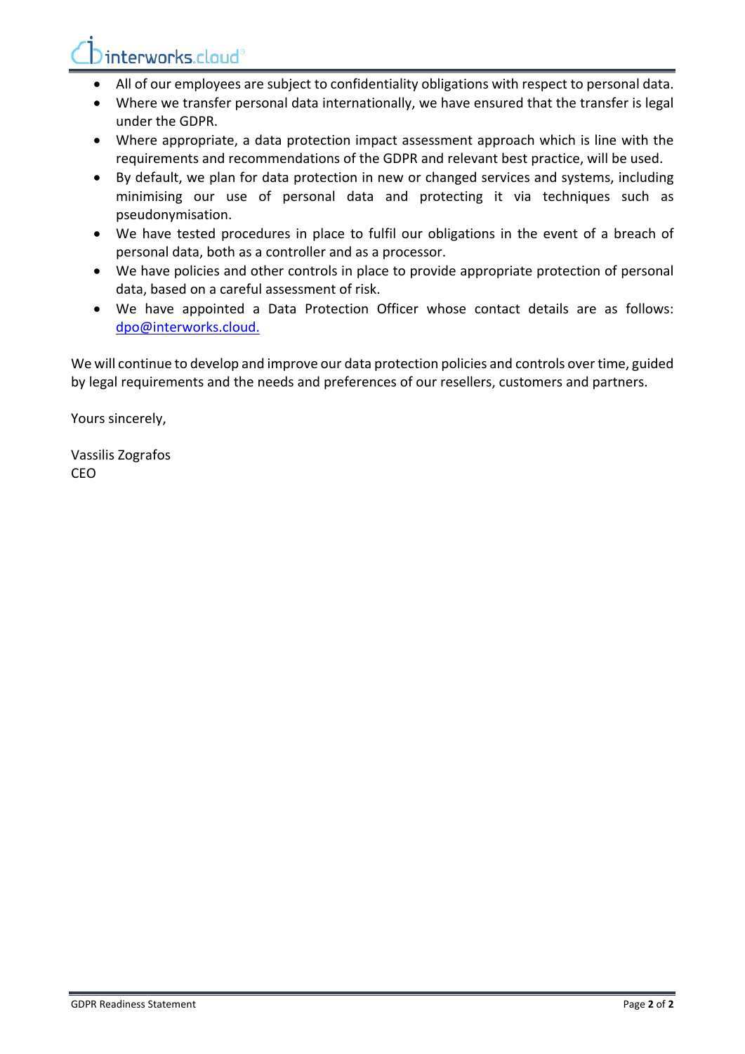- All of our employees are subject to confidentiality obligations with respect to personal data.
- Where we transfer personal data internationally, we have ensured that the transfer is legal under the GDPR.
- Where appropriate, a data protection impact assessment approach which is line with the requirements and recommendations of the GDPR and relevant best practice, will be used.
- By default, we plan for data protection in new or changed services and systems, including minimising our use of personal data and protecting it via techniques such as pseudonymisation.
- We have tested procedures in place to fulfil our obligations in the event of a breach of personal data, both as a controller and as a processor.
- We have policies and other controls in place to provide appropriate protection of personal data, based on a careful assessment of risk.
- We have appointed a Data Protection Officer whose contact details are as follows: dpo@interworks.cloud.

We will continue to develop and improve our data protection policies and controls over time, guided by legal requirements and the needs and preferences of our resellers, customers and partners.

Yours sincerely,

Vassilis Zografos
CEO